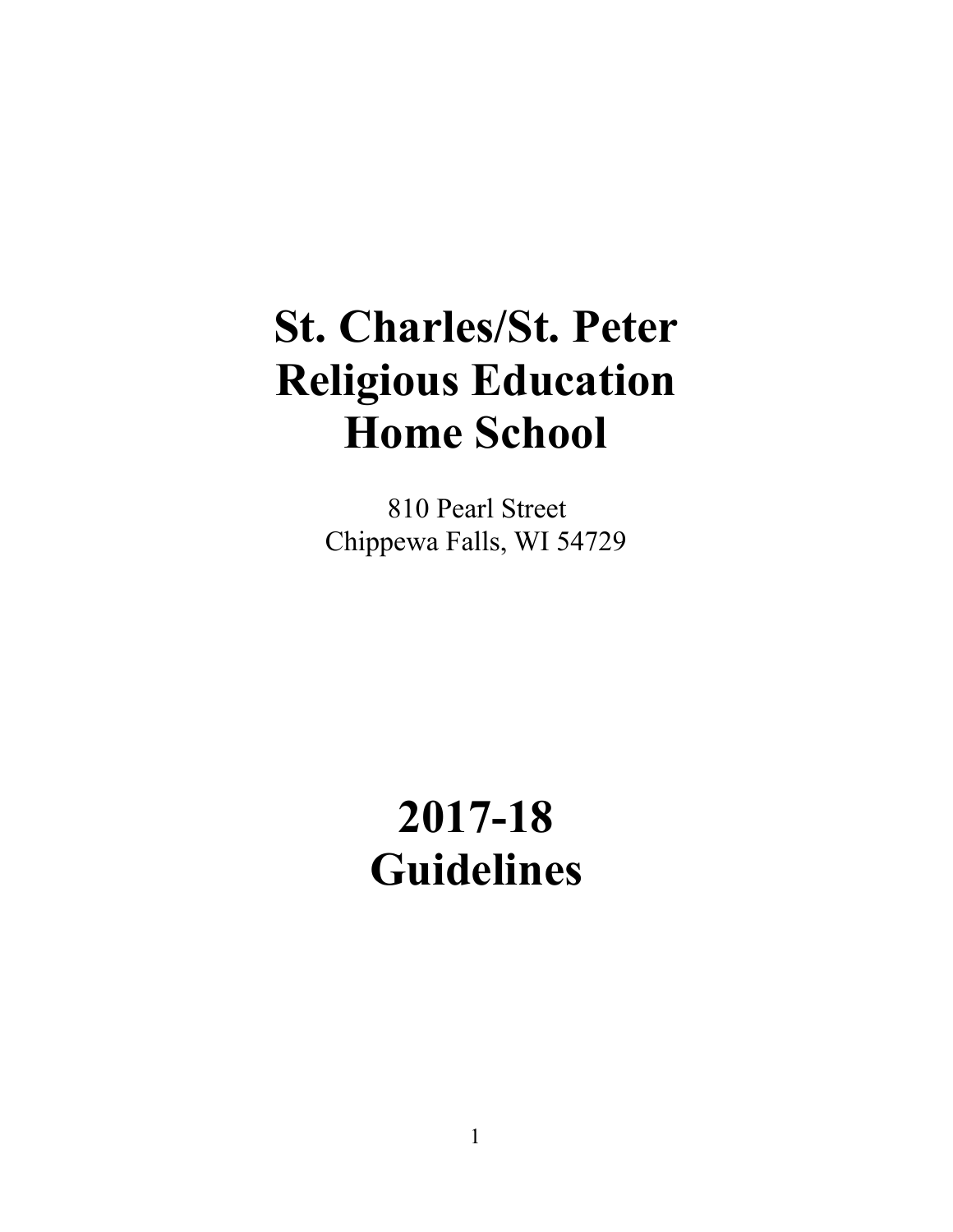# St. Charles/St. Peter Religious Education Home School

810 Pearl Street
Chippewa Falls, WI 54729

# 2017-18 Guidelines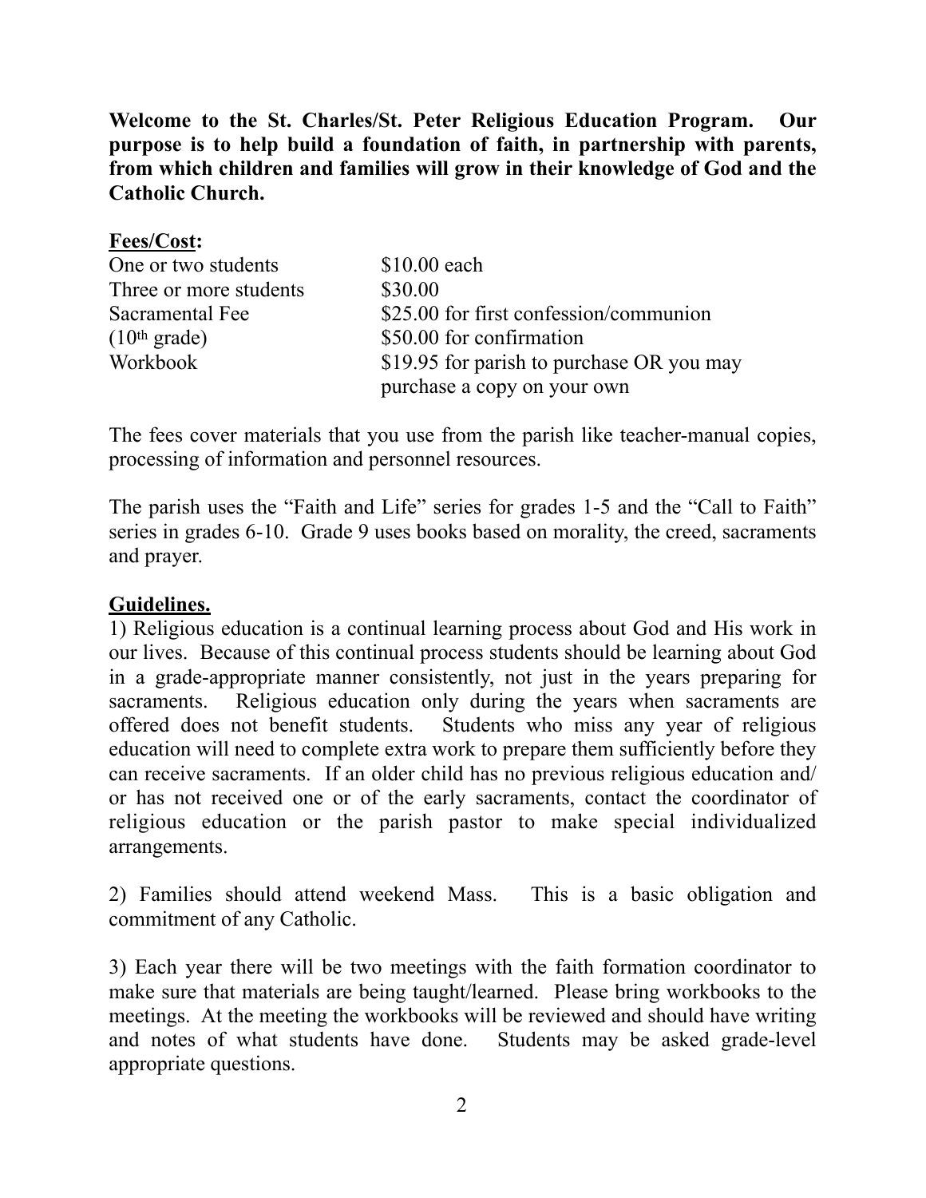**Welcome to the St. Charles/St. Peter Religious Education Program. Our purpose is to help build a foundation of faith, in partnership with parents, from which children and families will grow in their knowledge of God and the Catholic Church.**

**<u>Fees/Cost</u>:**

| | |
|---|---|
| One or two students | $10.00 each |
| Three or more students | $30.00 |
| Sacramental Fee | $25.00 for first confession/communion |
| (10th grade) | $50.00 for confirmation |
| Workbook | $19.95 for parish to purchase OR you may purchase a copy on your own |

The fees cover materials that you use from the parish like teacher-manual copies, processing of information and personnel resources.

The parish uses the "Faith and Life" series for grades 1-5 and the "Call to Faith" series in grades 6-10. Grade 9 uses books based on morality, the creed, sacraments and prayer.

**<u>Guidelines.</u>**

1) Religious education is a continual learning process about God and His work in our lives. Because of this continual process students should be learning about God in a grade-appropriate manner consistently, not just in the years preparing for sacraments. Religious education only during the years when sacraments are offered does not benefit students. Students who miss any year of religious education will need to complete extra work to prepare them sufficiently before they can receive sacraments. If an older child has no previous religious education and/or has not received one or of the early sacraments, contact the coordinator of religious education or the parish pastor to make special individualized arrangements.

2) Families should attend weekend Mass. This is a basic obligation and commitment of any Catholic.

3) Each year there will be two meetings with the faith formation coordinator to make sure that materials are being taught/learned. Please bring workbooks to the meetings. At the meeting the workbooks will be reviewed and should have writing and notes of what students have done. Students may be asked grade-level appropriate questions.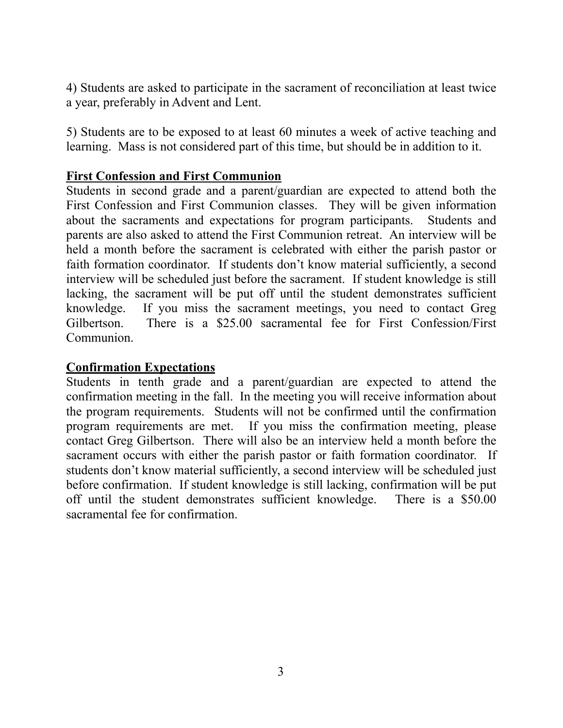4) Students are asked to participate in the sacrament of reconciliation at least twice a year, preferably in Advent and Lent.

5) Students are to be exposed to at least 60 minutes a week of active teaching and learning. Mass is not considered part of this time, but should be in addition to it.

**First Confession and First Communion**

Students in second grade and a parent/guardian are expected to attend both the First Confession and First Communion classes. They will be given information about the sacraments and expectations for program participants. Students and parents are also asked to attend the First Communion retreat. An interview will be held a month before the sacrament is celebrated with either the parish pastor or faith formation coordinator. If students don't know material sufficiently, a second interview will be scheduled just before the sacrament. If student knowledge is still lacking, the sacrament will be put off until the student demonstrates sufficient knowledge. If you miss the sacrament meetings, you need to contact Greg Gilbertson. There is a $25.00 sacramental fee for First Confession/First Communion.

**Confirmation Expectations**

Students in tenth grade and a parent/guardian are expected to attend the confirmation meeting in the fall. In the meeting you will receive information about the program requirements. Students will not be confirmed until the confirmation program requirements are met. If you miss the confirmation meeting, please contact Greg Gilbertson. There will also be an interview held a month before the sacrament occurs with either the parish pastor or faith formation coordinator. If students don't know material sufficiently, a second interview will be scheduled just before confirmation. If student knowledge is still lacking, confirmation will be put off until the student demonstrates sufficient knowledge. There is a $50.00 sacramental fee for confirmation.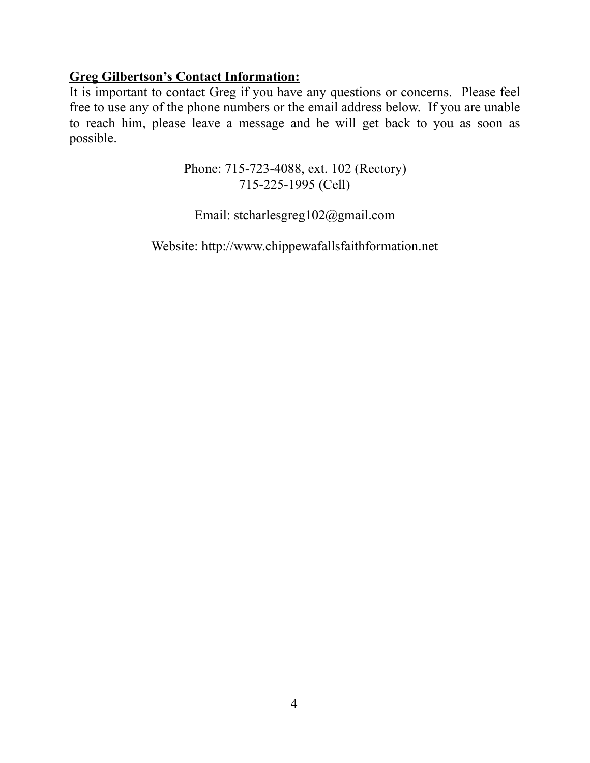**Greg Gilbertson's Contact Information:**

It is important to contact Greg if you have any questions or concerns. Please feel free to use any of the phone numbers or the email address below. If you are unable to reach him, please leave a message and he will get back to you as soon as possible.

Phone: 715-723-4088, ext. 102 (Rectory)
715-225-1995 (Cell)

Email: stcharlesgreg102@gmail.com

Website: http://www.chippewafallsfaithformation.net